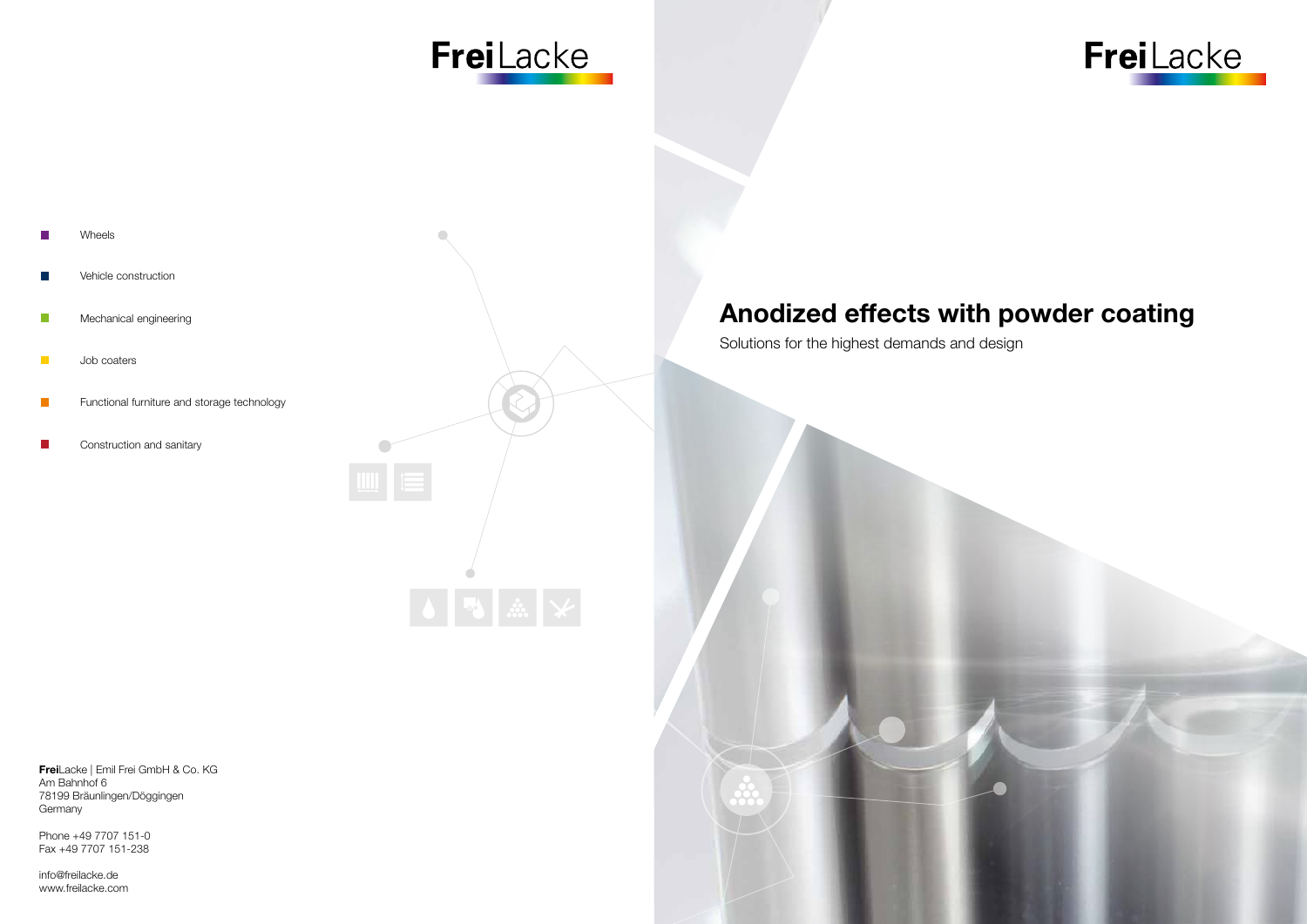**Frei**Lacke

- Wheels
- Vehicle construction
- Mechanical engineering
- Job coaters
- Functional furniture and storage technology
- Construction and sanitary

**Frei**Lacke | Emil Frei GmbH & Co. KG
Am Bahnhof 6
78199 Bräunlingen/Döggingen
Germany

Phone +49 7707 151-0
Fax +49 7707 151-238

info@freilacke.de
www.freilacke.com

**Frei**Lacke

# Anodized effects with powder coating

Solutions for the highest demands and design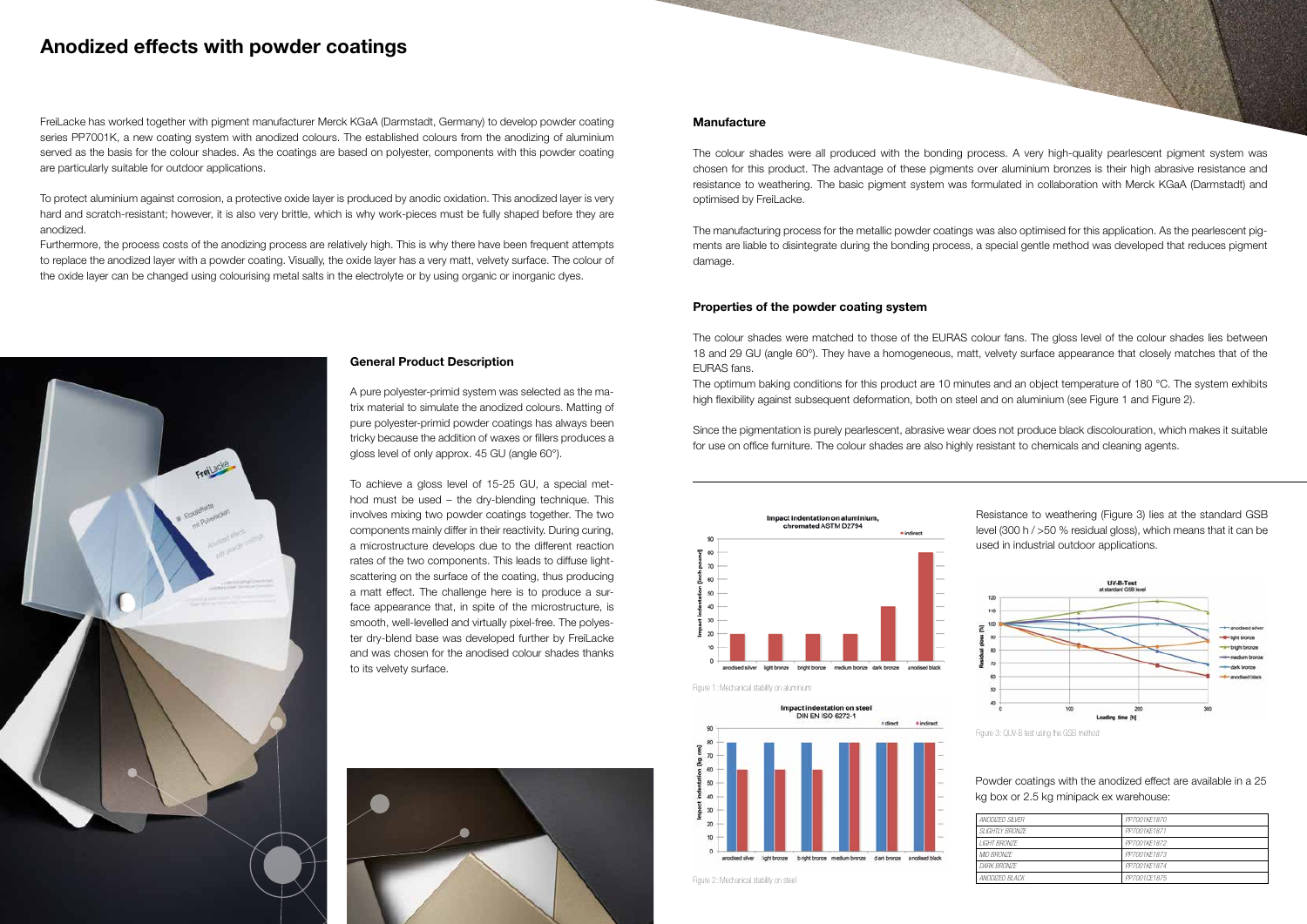# Anodized effects with powder coatings

FreiLacke has worked together with pigment manufacturer Merck KGaA (Darmstadt, Germany) to develop powder coating series PP7001K, a new coating system with anodized colours. The established colours from the anodizing of aluminium served as the basis for the colour shades. As the coatings are based on polyester, components with this powder coating are particularly suitable for outdoor applications.

To protect aluminium against corrosion, a protective oxide layer is produced by anodic oxidation. This anodized layer is very hard and scratch-resistant; however, it is also very brittle, which is why work-pieces must be fully shaped before they are anodized.

Furthermore, the process costs of the anodizing process are relatively high. This is why there have been frequent attempts to replace the anodized layer with a powder coating. Visually, the oxide layer has a very matt, velvety surface. The colour of the oxide layer can be changed using colourising metal salts in the electrolyte or by using organic or inorganic dyes.

## General Product Description

A pure polyester-primid system was selected as the matrix material to simulate the anodized colours. Matting of pure polyester-primid powder coatings has always been tricky because the addition of waxes or fillers produces a gloss level of only approx. 45 GU (angle 60°).

To achieve a gloss level of 15-25 GU, a special method must be used – the dry-blending technique. This involves mixing two powder coatings together. The two components mainly differ in their reactivity. During curing, a microstructure develops due to the different reaction rates of the two components. This leads to diffuse light-scattering on the surface of the coating, thus producing a matt effect. The challenge here is to produce a surface appearance that, in spite of the microstructure, is smooth, well-levelled and virtually pixel-free. The polyester dry-blend base was developed further by FreiLacke and was chosen for the anodised colour shades thanks to its velvety surface.

## Manufacture

The colour shades were all produced with the bonding process. A very high-quality pearlescent pigment system was chosen for this product. The advantage of these pigments over aluminium bronzes is their high abrasive resistance and resistance to weathering. The basic pigment system was formulated in collaboration with Merck KGaA (Darmstadt) and optimised by FreiLacke.

The manufacturing process for the metallic powder coatings was also optimised for this application. As the pearlescent pigments are liable to disintegrate during the bonding process, a special gentle method was developed that reduces pigment damage.

## Properties of the powder coating system

The colour shades were matched to those of the EURAS colour fans. The gloss level of the colour shades lies between 18 and 29 GU (angle 60°). They have a homogeneous, matt, velvety surface appearance that closely matches that of the EURAS fans.

The optimum baking conditions for this product are 10 minutes and an object temperature of 180 °C. The system exhibits high flexibility against subsequent deformation, both on steel and on aluminium (see Figure 1 and Figure 2).

Since the pigmentation is purely pearlescent, abrasive wear does not produce black discolouration, which makes it suitable for use on office furniture. The colour shades are also highly resistant to chemicals and cleaning agents.

Impact indentation on aluminium, chromated ASTM D2794

indirect

Impact indentation [inch pound]

anodised silver, light bronze, bright bronze, medium bronze, dark bronze, anodised black

Figure 1: Mechanical stability on aluminium

Impact indentation on steel DIN EN ISO 6272-1

direct, indirect

Impact indentation [kg cm]

anodised silver, light bronze, bright bronze, medium bronze, dark bronze, anodised black

Figure 2: Mechanical stability on steel

Resistance to weathering (Figure 3) lies at the standard GSB level (300 h / >50 % residual gloss), which means that it can be used in industrial outdoor applications.

UV-B-Test at standard GSB level

Residual gloss [%]

Loading time [h]

anodised silver, light bronze, bright bronze, medium bronze, dark bronze, anodised black

Figure 3: QUV-B test using the GSB method

Powder coatings with the anodized effect are available in a 25 kg box or 2.5 kg minipack ex warehouse:

| | |
|---|---|
| ANODIZED SILVER | PP7001KE1870 |
| SLIGHTLY BRONZE | PP7001KE1871 |
| LIGHT BRONZE | PP7001KE1872 |
| MID BRONZE | PP7001KE1873 |
| DARK BRONZE | PP7001KE1874 |
| ANODIZED BLACK | PP7001CE1875 |